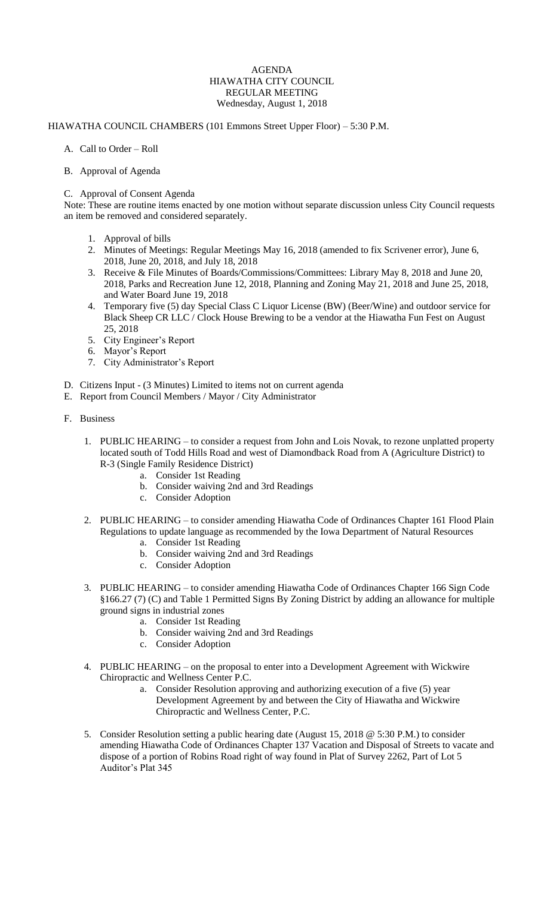# AGENDA
# HIAWATHA CITY COUNCIL
## REGULAR MEETING
### Wednesday, August 1, 2018

HIAWATHA COUNCIL CHAMBERS (101 Emmons Street Upper Floor) – 5:30 P.M.

A. Call to Order – Roll

B. Approval of Agenda

C. Approval of Consent Agenda

Note: These are routine items enacted by one motion without separate discussion unless City Council requests an item be removed and considered separately.

1. Approval of bills
2. Minutes of Meetings: Regular Meetings May 16, 2018 (amended to fix Scrivener error), June 6, 2018, June 20, 2018, and July 18, 2018
3. Receive & File Minutes of Boards/Commissions/Committees: Library May 8, 2018 and June 20, 2018, Parks and Recreation June 12, 2018, Planning and Zoning May 21, 2018 and June 25, 2018, and Water Board June 19, 2018
4. Temporary five (5) day Special Class C Liquor License (BW) (Beer/Wine) and outdoor service for Black Sheep CR LLC / Clock House Brewing to be a vendor at the Hiawatha Fun Fest on August 25, 2018
5. City Engineer's Report
6. Mayor's Report
7. City Administrator's Report

D. Citizens Input - (3 Minutes) Limited to items not on current agenda

E. Report from Council Members / Mayor / City Administrator

F. Business

1. PUBLIC HEARING – to consider a request from John and Lois Novak, to rezone unplatted property located south of Todd Hills Road and west of Diamondback Road from A (Agriculture District) to R-3 (Single Family Residence District)
   a. Consider 1st Reading
   b. Consider waiving 2nd and 3rd Readings
   c. Consider Adoption

2. PUBLIC HEARING – to consider amending Hiawatha Code of Ordinances Chapter 161 Flood Plain Regulations to update language as recommended by the Iowa Department of Natural Resources
   a. Consider 1st Reading
   b. Consider waiving 2nd and 3rd Readings
   c. Consider Adoption

3. PUBLIC HEARING – to consider amending Hiawatha Code of Ordinances Chapter 166 Sign Code §166.27 (7) (C) and Table 1 Permitted Signs By Zoning District by adding an allowance for multiple ground signs in industrial zones
   a. Consider 1st Reading
   b. Consider waiving 2nd and 3rd Readings
   c. Consider Adoption

4. PUBLIC HEARING – on the proposal to enter into a Development Agreement with Wickwire Chiropractic and Wellness Center P.C.
   a. Consider Resolution approving and authorizing execution of a five (5) year Development Agreement by and between the City of Hiawatha and Wickwire Chiropractic and Wellness Center, P.C.

5. Consider Resolution setting a public hearing date (August 15, 2018 @ 5:30 P.M.) to consider amending Hiawatha Code of Ordinances Chapter 137 Vacation and Disposal of Streets to vacate and dispose of a portion of Robins Road right of way found in Plat of Survey 2262, Part of Lot 5 Auditor's Plat 345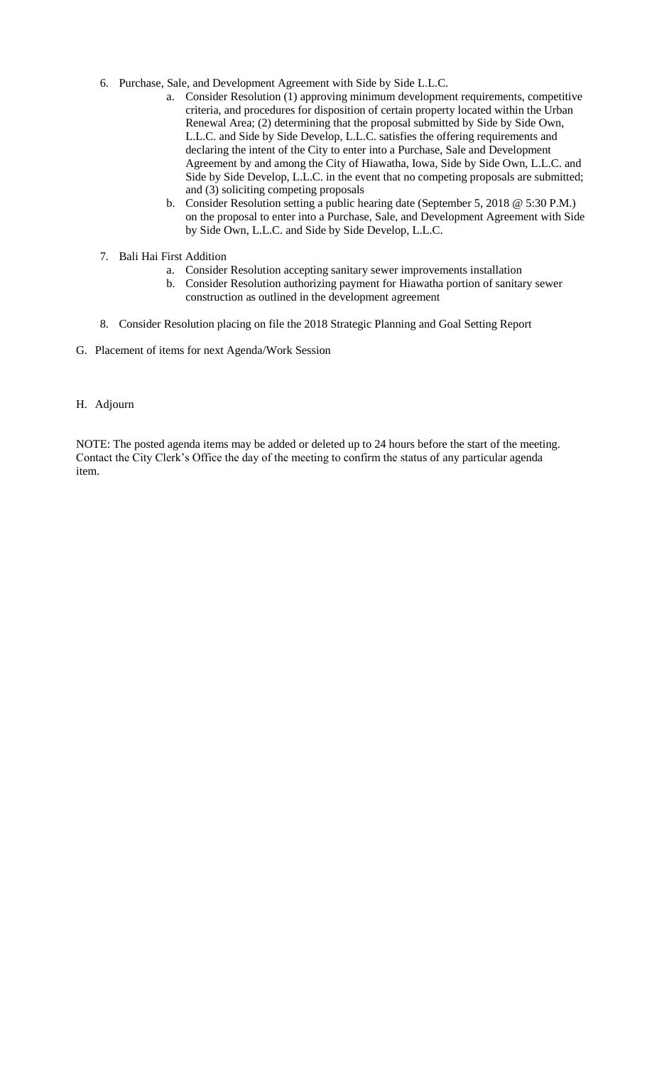6. Purchase, Sale, and Development Agreement with Side by Side L.L.C.
    a. Consider Resolution (1) approving minimum development requirements, competitive criteria, and procedures for disposition of certain property located within the Urban Renewal Area; (2) determining that the proposal submitted by Side by Side Own, L.L.C. and Side by Side Develop, L.L.C. satisfies the offering requirements and declaring the intent of the City to enter into a Purchase, Sale and Development Agreement by and among the City of Hiawatha, Iowa, Side by Side Own, L.L.C. and Side by Side Develop, L.L.C. in the event that no competing proposals are submitted; and (3) soliciting competing proposals
    b. Consider Resolution setting a public hearing date (September 5, 2018 @ 5:30 P.M.) on the proposal to enter into a Purchase, Sale, and Development Agreement with Side by Side Own, L.L.C. and Side by Side Develop, L.L.C.

7. Bali Hai First Addition
    a. Consider Resolution accepting sanitary sewer improvements installation
    b. Consider Resolution authorizing payment for Hiawatha portion of sanitary sewer construction as outlined in the development agreement

8. Consider Resolution placing on file the 2018 Strategic Planning and Goal Setting Report

G. Placement of items for next Agenda/Work Session

H. Adjourn

NOTE: The posted agenda items may be added or deleted up to 24 hours before the start of the meeting. Contact the City Clerk's Office the day of the meeting to confirm the status of any particular agenda item.